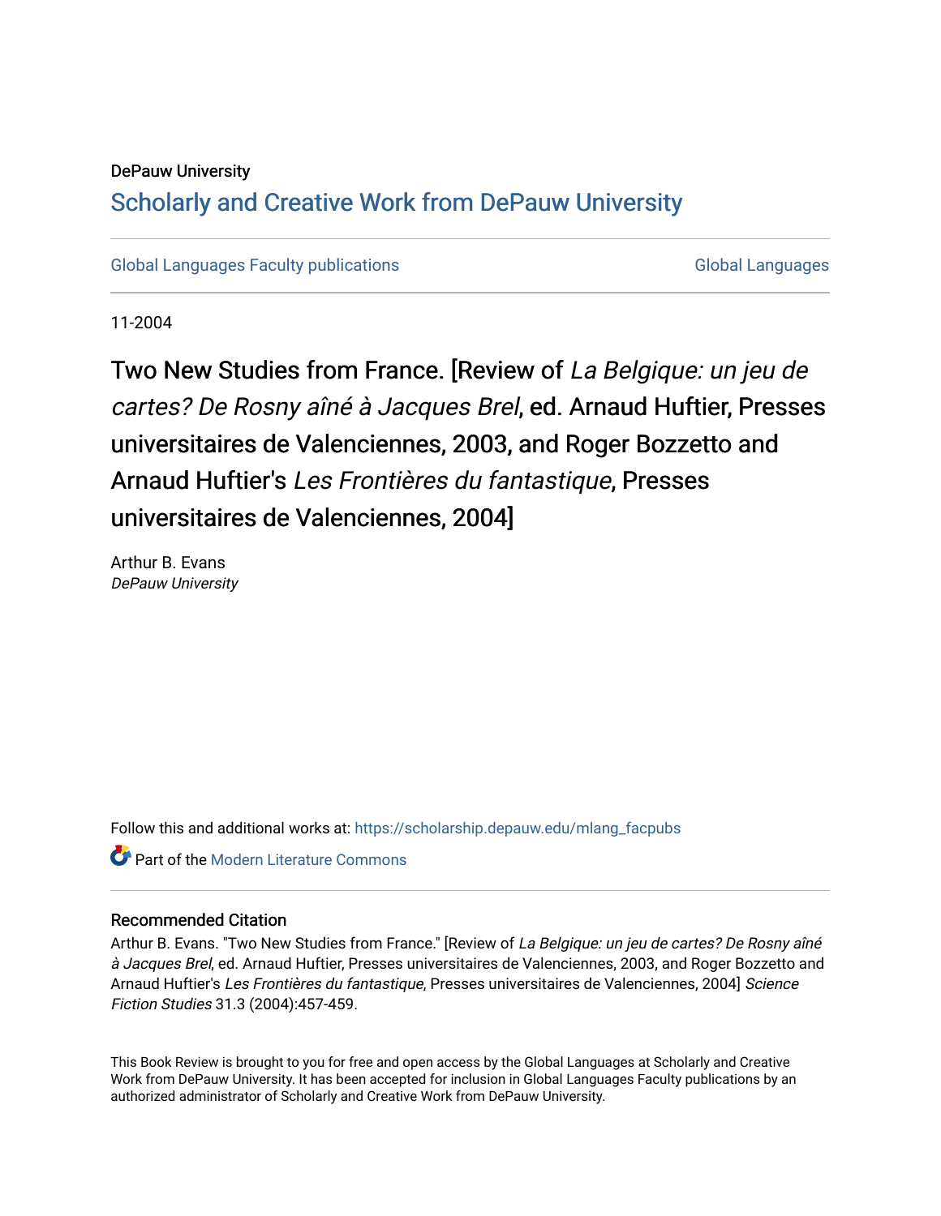DePauw University

# Scholarly and Creative Work from DePauw University

Global Languages Faculty publications | Global Languages

11-2004

# Two New Studies from France. [Review of *La Belgique: un jeu de cartes? De Rosny aîné à Jacques Brel*, ed. Arnaud Huftier, Presses universitaires de Valenciennes, 2003, and Roger Bozzetto and Arnaud Huftier's *Les Frontières du fantastique*, Presses universitaires de Valenciennes, 2004]

Arthur B. Evans
*DePauw University*

Follow this and additional works at: https://scholarship.depauw.edu/mlang_facpubs

Part of the Modern Literature Commons

## Recommended Citation

Arthur B. Evans. "Two New Studies from France." [Review of *La Belgique: un jeu de cartes? De Rosny aîné à Jacques Brel*, ed. Arnaud Huftier, Presses universitaires de Valenciennes, 2003, and Roger Bozzetto and Arnaud Huftier's *Les Frontières du fantastique*, Presses universitaires de Valenciennes, 2004] *Science Fiction Studies* 31.3 (2004):457-459.

This Book Review is brought to you for free and open access by the Global Languages at Scholarly and Creative Work from DePauw University. It has been accepted for inclusion in Global Languages Faculty publications by an authorized administrator of Scholarly and Creative Work from DePauw University.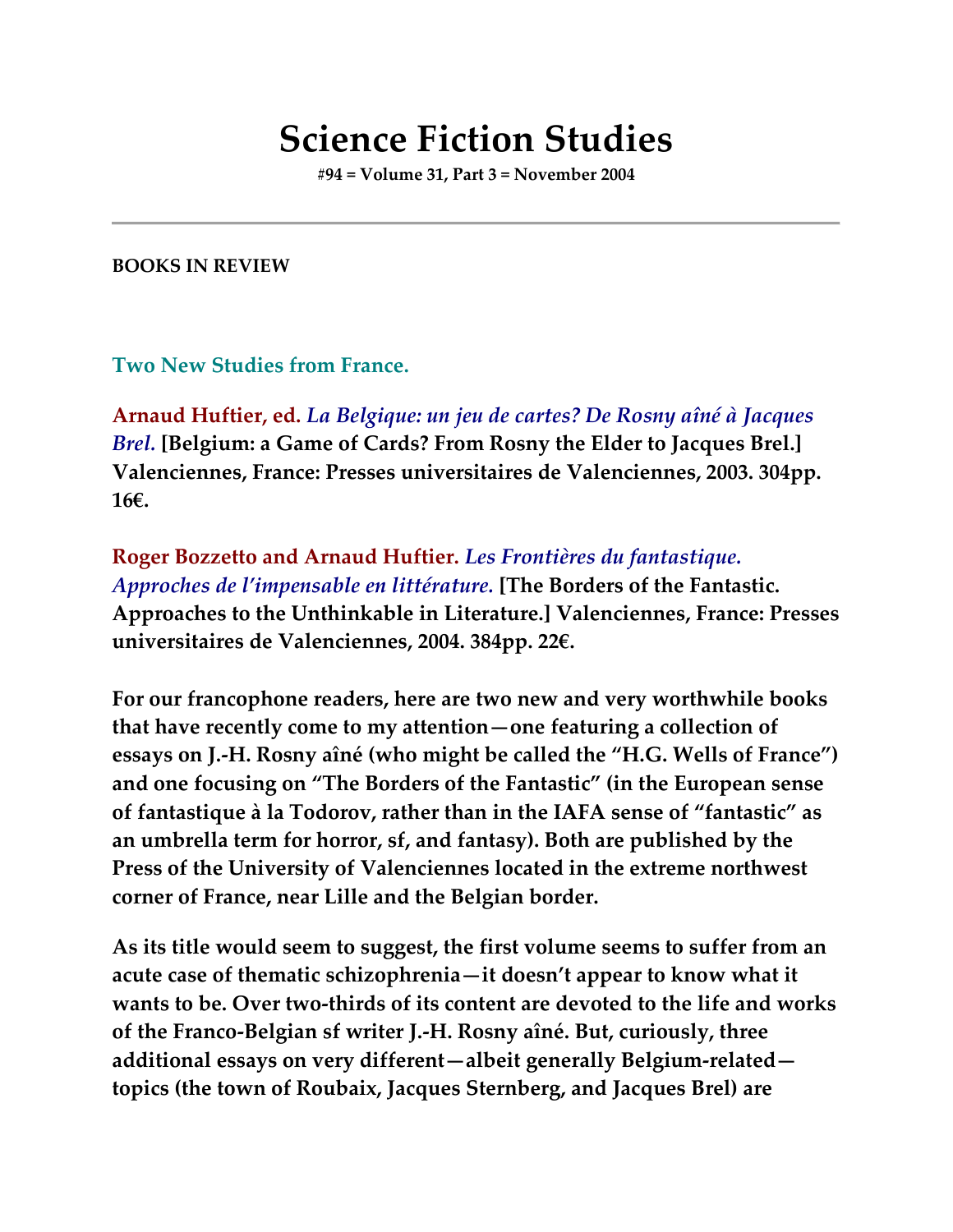# Science Fiction Studies

**#94 = Volume 31, Part 3 = November 2004**

---

**BOOKS IN REVIEW**

**Two New Studies from France.**

**Arnaud Huftier, ed.** ***La Belgique: un jeu de cartes? De Rosny aîné à Jacques Brel.*** **[Belgium: a Game of Cards? From Rosny the Elder to Jacques Brel.] Valenciennes, France: Presses universitaires de Valenciennes, 2003. 304pp. 16€.**

**Roger Bozzetto and Arnaud Huftier.** ***Les Frontières du fantastique. Approches de l'impensable en littérature.*** **[The Borders of the Fantastic. Approaches to the Unthinkable in Literature.] Valenciennes, France: Presses universitaires de Valenciennes, 2004. 384pp. 22€.**

For our francophone readers, here are two new and very worthwhile books that have recently come to my attention—one featuring a collection of essays on J.-H. Rosny aîné (who might be called the "H.G. Wells of France") and one focusing on "The Borders of the Fantastic" (in the European sense of fantastique à la Todorov, rather than in the IAFA sense of "fantastic" as an umbrella term for horror, sf, and fantasy). Both are published by the Press of the University of Valenciennes located in the extreme northwest corner of France, near Lille and the Belgian border.

As its title would seem to suggest, the first volume seems to suffer from an acute case of thematic schizophrenia—it doesn't appear to know what it wants to be. Over two-thirds of its content are devoted to the life and works of the Franco-Belgian sf writer J.-H. Rosny aîné. But, curiously, three additional essays on very different—albeit generally Belgium-related—topics (the town of Roubaix, Jacques Sternberg, and Jacques Brel) are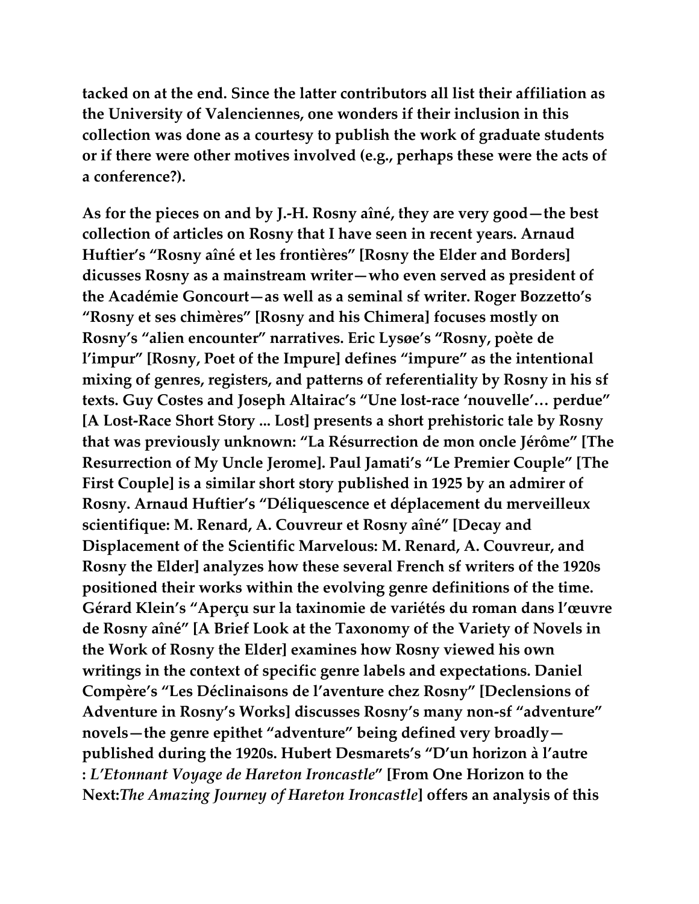**tacked on at the end. Since the latter contributors all list their affiliation as the University of Valenciennes, one wonders if their inclusion in this collection was done as a courtesy to publish the work of graduate students or if there were other motives involved (e.g., perhaps these were the acts of a conference?).**

**As for the pieces on and by J.-H. Rosny aîné, they are very good—the best collection of articles on Rosny that I have seen in recent years. Arnaud Huftier's "Rosny aîné et les frontières" [Rosny the Elder and Borders] dicusses Rosny as a mainstream writer—who even served as president of the Académie Goncourt—as well as a seminal sf writer. Roger Bozzetto's "Rosny et ses chimères" [Rosny and his Chimera] focuses mostly on Rosny's "alien encounter" narratives. Eric Lysøe's "Rosny, poète de l'impur" [Rosny, Poet of the Impure] defines "impure" as the intentional mixing of genres, registers, and patterns of referentiality by Rosny in his sf texts. Guy Costes and Joseph Altairac's "Une lost-race 'nouvelle'… perdue" [A Lost-Race Short Story ... Lost] presents a short prehistoric tale by Rosny that was previously unknown: "La Résurrection de mon oncle Jérôme" [The Resurrection of My Uncle Jerome]. Paul Jamati's "Le Premier Couple" [The First Couple] is a similar short story published in 1925 by an admirer of Rosny. Arnaud Huftier's "Déliquescence et déplacement du merveilleux scientifique: M. Renard, A. Couvreur et Rosny aîné" [Decay and Displacement of the Scientific Marvelous: M. Renard, A. Couvreur, and Rosny the Elder] analyzes how these several French sf writers of the 1920s positioned their works within the evolving genre definitions of the time. Gérard Klein's "Aperçu sur la taxinomie de variétés du roman dans l'œuvre de Rosny aîné" [A Brief Look at the Taxonomy of the Variety of Novels in the Work of Rosny the Elder] examines how Rosny viewed his own writings in the context of specific genre labels and expectations. Daniel Compère's "Les Déclinaisons de l'aventure chez Rosny" [Declensions of Adventure in Rosny's Works] discusses Rosny's many non-sf "adventure" novels—the genre epithet "adventure" being defined very broadly—published during the 1920s. Hubert Desmarets's "D'un horizon à l'autre : *L'Etonnant Voyage de Hareton Ironcastle*" [From One Horizon to the Next:*The Amazing Journey of Hareton Ironcastle*] offers an analysis of this**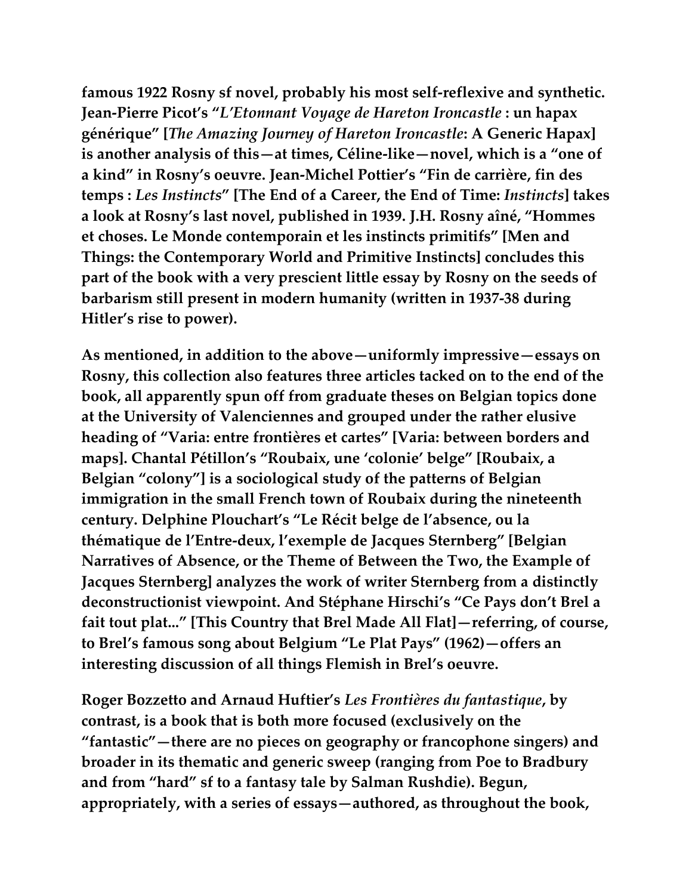**famous 1922 Rosny sf novel, probably his most self-reflexive and synthetic. Jean-Pierre Picot's "*L'Etonnant Voyage de Hareton Ironcastle* : un hapax générique" [*The Amazing Journey of Hareton Ironcastle*: A Generic Hapax] is another analysis of this—at times, Céline-like—novel, which is a "one of a kind" in Rosny's oeuvre. Jean-Michel Pottier's "Fin de carrière, fin des temps : *Les Instincts*" [The End of a Career, the End of Time: *Instincts*] takes a look at Rosny's last novel, published in 1939. J.H. Rosny aîné, "Hommes et choses. Le Monde contemporain et les instincts primitifs" [Men and Things: the Contemporary World and Primitive Instincts] concludes this part of the book with a very prescient little essay by Rosny on the seeds of barbarism still present in modern humanity (written in 1937-38 during Hitler's rise to power).**

**As mentioned, in addition to the above—uniformly impressive—essays on Rosny, this collection also features three articles tacked on to the end of the book, all apparently spun off from graduate theses on Belgian topics done at the University of Valenciennes and grouped under the rather elusive heading of "Varia: entre frontières et cartes" [Varia: between borders and maps]. Chantal Pétillon's "Roubaix, une 'colonie' belge" [Roubaix, a Belgian "colony"] is a sociological study of the patterns of Belgian immigration in the small French town of Roubaix during the nineteenth century. Delphine Plouchart's "Le Récit belge de l'absence, ou la thématique de l'Entre-deux, l'exemple de Jacques Sternberg" [Belgian Narratives of Absence, or the Theme of Between the Two, the Example of Jacques Sternberg] analyzes the work of writer Sternberg from a distinctly deconstructionist viewpoint. And Stéphane Hirschi's "Ce Pays don't Brel a fait tout plat..." [This Country that Brel Made All Flat]—referring, of course, to Brel's famous song about Belgium "Le Plat Pays" (1962)—offers an interesting discussion of all things Flemish in Brel's oeuvre.**

**Roger Bozzetto and Arnaud Huftier's *Les Frontières du fantastique*, by contrast, is a book that is both more focused (exclusively on the "fantastic"—there are no pieces on geography or francophone singers) and broader in its thematic and generic sweep (ranging from Poe to Bradbury and from "hard" sf to a fantasy tale by Salman Rushdie). Begun, appropriately, with a series of essays—authored, as throughout the book,**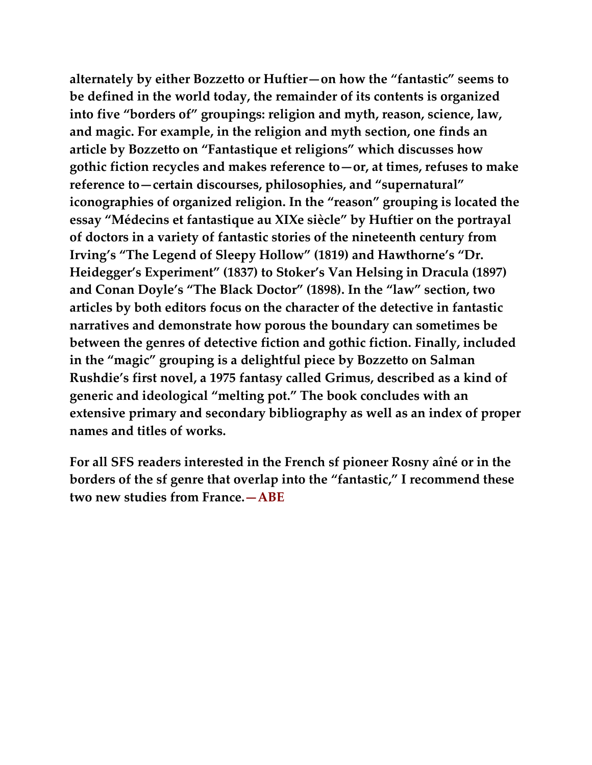alternately by either Bozzetto or Huftier—on how the "fantastic" seems to be defined in the world today, the remainder of its contents is organized into five "borders of" groupings: religion and myth, reason, science, law, and magic. For example, in the religion and myth section, one finds an article by Bozzetto on "Fantastique et religions" which discusses how gothic fiction recycles and makes reference to—or, at times, refuses to make reference to—certain discourses, philosophies, and "supernatural" iconographies of organized religion. In the "reason" grouping is located the essay "Médecins et fantastique au XIXe siècle" by Huftier on the portrayal of doctors in a variety of fantastic stories of the nineteenth century from Irving's "The Legend of Sleepy Hollow" (1819) and Hawthorne's "Dr. Heidegger's Experiment" (1837) to Stoker's Van Helsing in Dracula (1897) and Conan Doyle's "The Black Doctor" (1898). In the "law" section, two articles by both editors focus on the character of the detective in fantastic narratives and demonstrate how porous the boundary can sometimes be between the genres of detective fiction and gothic fiction. Finally, included in the "magic" grouping is a delightful piece by Bozzetto on Salman Rushdie's first novel, a 1975 fantasy called Grimus, described as a kind of generic and ideological "melting pot." The book concludes with an extensive primary and secondary bibliography as well as an index of proper names and titles of works.

For all SFS readers interested in the French sf pioneer Rosny aîné or in the borders of the sf genre that overlap into the "fantastic," I recommend these two new studies from France.—ABE